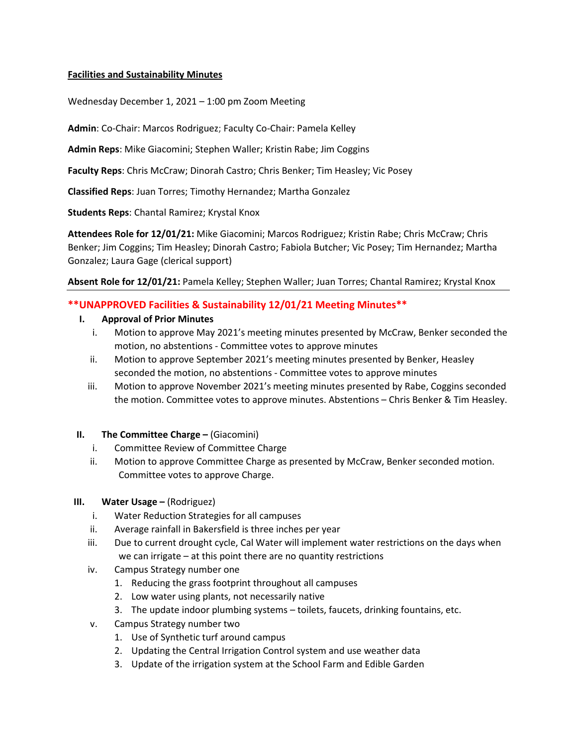**Facilities and Sustainability Minutes**

Wednesday December 1, 2021 – 1:00 pm Zoom Meeting

**Admin**: Co-Chair: Marcos Rodriguez; Faculty Co-Chair: Pamela Kelley

**Admin Reps**: Mike Giacomini; Stephen Waller; Kristin Rabe; Jim Coggins

**Faculty Reps**: Chris McCraw; Dinorah Castro; Chris Benker; Tim Heasley; Vic Posey

**Classified Reps**: Juan Torres; Timothy Hernandez; Martha Gonzalez

**Students Reps**: Chantal Ramirez; Krystal Knox

**Attendees Role for 12/01/21:** Mike Giacomini; Marcos Rodriguez; Kristin Rabe; Chris McCraw; Chris Benker; Jim Coggins; Tim Heasley; Dinorah Castro; Fabiola Butcher; Vic Posey; Tim Hernandez; Martha Gonzalez; Laura Gage (clerical support)

**Absent Role for 12/01/21:** Pamela Kelley; Stephen Waller; Juan Torres; Chantal Ramirez; Krystal Knox

---

## **UNAPPROVED Facilities & Sustainability 12/01/21 Meeting Minutes**

**I. Approval of Prior Minutes**

i. Motion to approve May 2021's meeting minutes presented by McCraw, Benker seconded the motion, no abstentions - Committee votes to approve minutes

ii. Motion to approve September 2021's meeting minutes presented by Benker, Heasley seconded the motion, no abstentions - Committee votes to approve minutes

iii. Motion to approve November 2021's meeting minutes presented by Rabe, Coggins seconded the motion. Committee votes to approve minutes. Abstentions – Chris Benker & Tim Heasley.

**II. The Committee Charge –** (Giacomini)

i. Committee Review of Committee Charge

ii. Motion to approve Committee Charge as presented by McCraw, Benker seconded motion. Committee votes to approve Charge.

**III. Water Usage –** (Rodriguez)

i. Water Reduction Strategies for all campuses

ii. Average rainfall in Bakersfield is three inches per year

iii. Due to current drought cycle, Cal Water will implement water restrictions on the days when we can irrigate – at this point there are no quantity restrictions

iv. Campus Strategy number one

1. Reducing the grass footprint throughout all campuses
2. Low water using plants, not necessarily native
3. The update indoor plumbing systems – toilets, faucets, drinking fountains, etc.

v. Campus Strategy number two

1. Use of Synthetic turf around campus
2. Updating the Central Irrigation Control system and use weather data
3. Update of the irrigation system at the School Farm and Edible Garden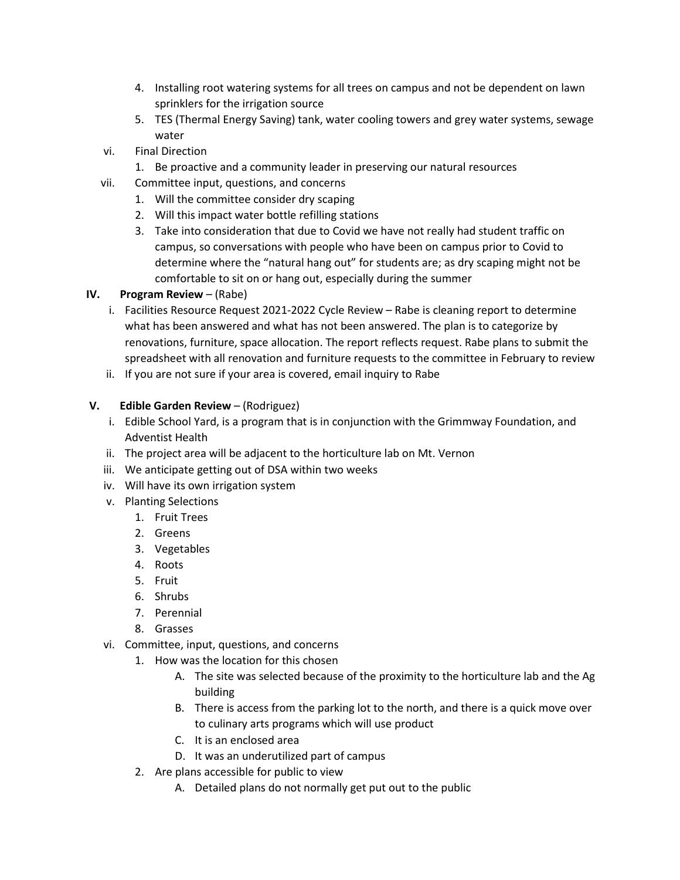4. Installing root watering systems for all trees on campus and not be dependent on lawn sprinklers for the irrigation source
5. TES (Thermal Energy Saving) tank, water cooling towers and grey water systems, sewage water

vi. Final Direction

1. Be proactive and a community leader in preserving our natural resources

vii. Committee input, questions, and concerns

1. Will the committee consider dry scaping
2. Will this impact water bottle refilling stations
3. Take into consideration that due to Covid we have not really had student traffic on campus, so conversations with people who have been on campus prior to Covid to determine where the "natural hang out" for students are; as dry scaping might not be comfortable to sit on or hang out, especially during the summer

**IV. Program Review** – (Rabe)

i. Facilities Resource Request 2021-2022 Cycle Review – Rabe is cleaning report to determine what has been answered and what has not been answered. The plan is to categorize by renovations, furniture, space allocation. The report reflects request. Rabe plans to submit the spreadsheet with all renovation and furniture requests to the committee in February to review

ii. If you are not sure if your area is covered, email inquiry to Rabe

**V. Edible Garden Review** – (Rodriguez)

i. Edible School Yard, is a program that is in conjunction with the Grimmway Foundation, and Adventist Health

ii. The project area will be adjacent to the horticulture lab on Mt. Vernon

iii. We anticipate getting out of DSA within two weeks

iv. Will have its own irrigation system

v. Planting Selections

1. Fruit Trees
2. Greens
3. Vegetables
4. Roots
5. Fruit
6. Shrubs
7. Perennial
8. Grasses

vi. Committee, input, questions, and concerns

1. How was the location for this chosen
   - A. The site was selected because of the proximity to the horticulture lab and the Ag building
   - B. There is access from the parking lot to the north, and there is a quick move over to culinary arts programs which will use product
   - C. It is an enclosed area
   - D. It was an underutilized part of campus
2. Are plans accessible for public to view
   - A. Detailed plans do not normally get put out to the public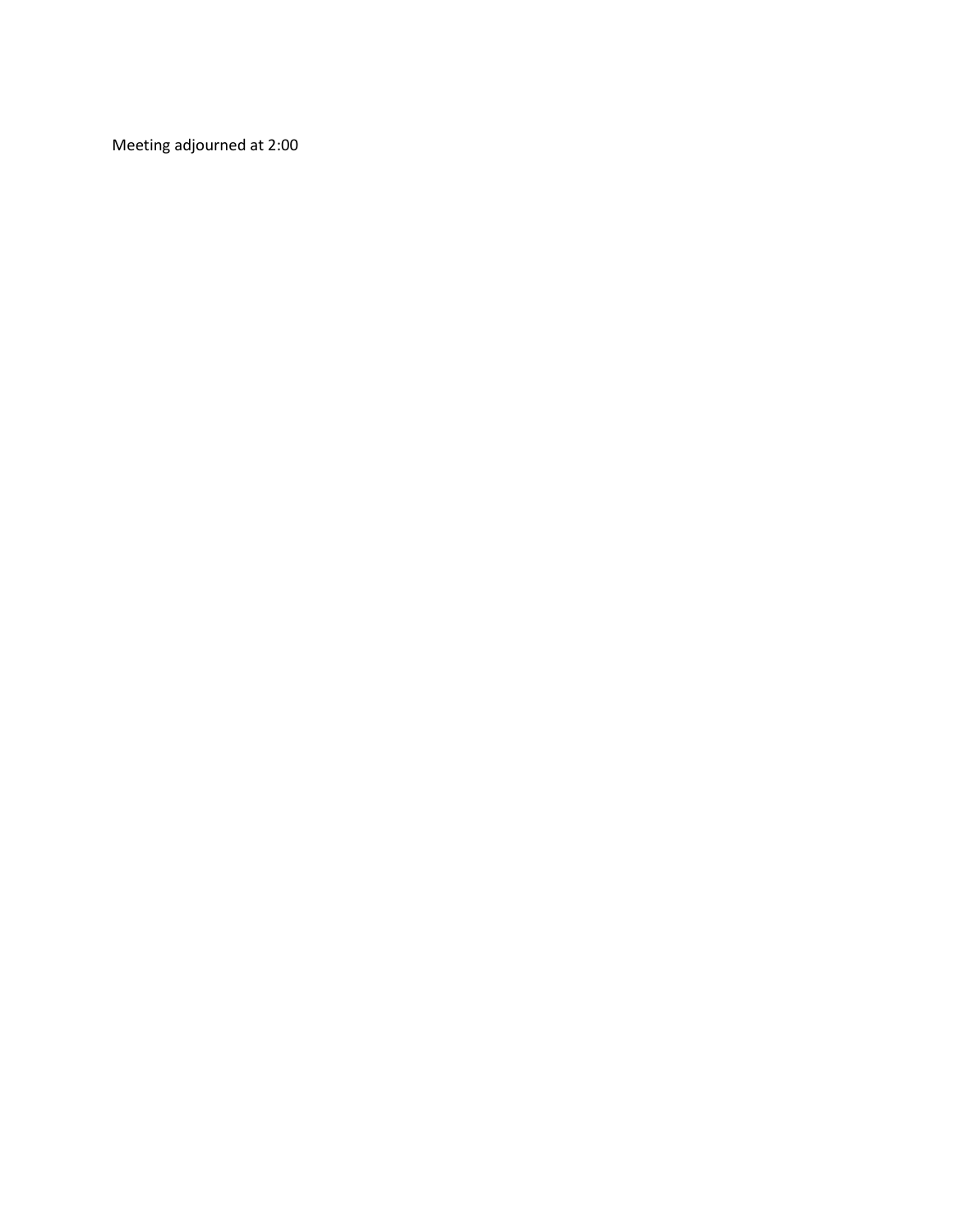Meeting adjourned at 2:00